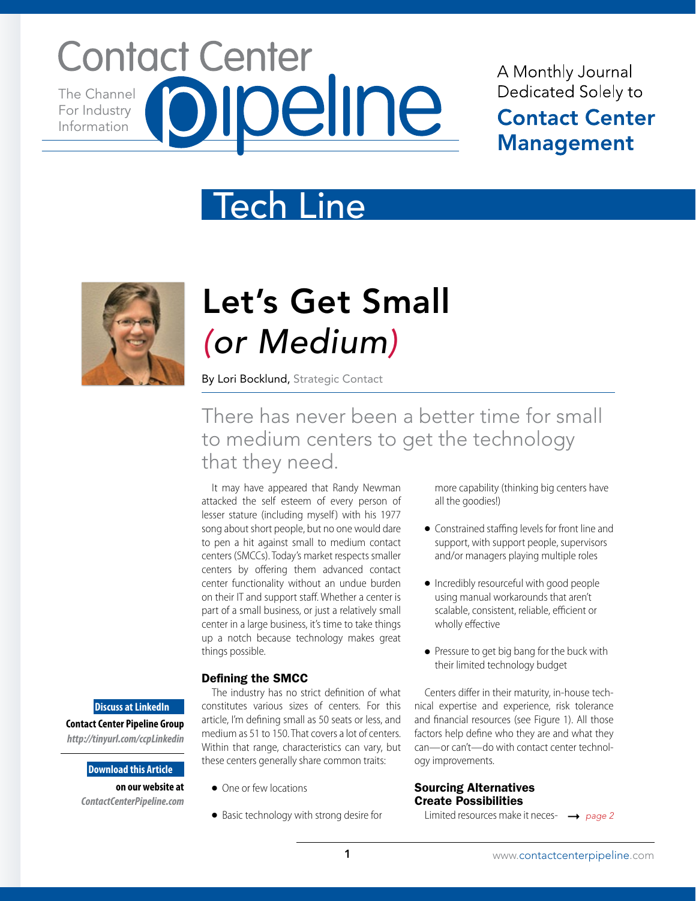# Contact Center Pipeline

The Channel For Industry Information

A Monthly Journal Dedicated Solely to **Contact Center Management**

## Tech Line

# Let's Get Small *(or Medium)*

By Lori Bocklund, Strategic Contact

There has never been a better time for small to medium centers to get the technology that they need.

It may have appeared that Randy Newman attacked the self esteem of every person of lesser stature (including myself) with his 1977 song about short people, but no one would dare to pen a hit against small to medium contact centers (SMCCs). Today's market respects smaller centers by offering them advanced contact center functionality without an undue burden on their IT and support staff. Whether a center is part of a small business, or just a relatively small center in a large business, it's time to take things up a notch because technology makes great things possible.

### Defining the SMCC

The industry has no strict definition of what constitutes various sizes of centers. For this article, I'm defining small as 50 seats or less, and medium as 51 to 150. That covers a lot of centers. Within that range, characteristics can vary, but these centers generally share common traits:

- One or few locations
- Basic technology with strong desire for more capability (thinking big centers have all the goodies!)
- Constrained staffing levels for front line and support, with support people, supervisors and/or managers playing multiple roles
- Incredibly resourceful with good people using manual workarounds that aren't scalable, consistent, reliable, efficient or wholly effective
- Pressure to get big bang for the buck with their limited technology budget

Centers differ in their maturity, in-house technical expertise and experience, risk tolerance and financial resources (see Figure 1). All those factors help define who they are and what they can—or can't—do with contact center technology improvements.

### Sourcing Alternatives Create Possibilities

Limited resources make it neces- → *page 2*

**Discuss at LinkedIn**

**Contact Center Pipeline Group**

***http://tinyurl.com/ccpLinkedin***

**Download this Article**

**on our website at**

***ContactCenterPipeline.com***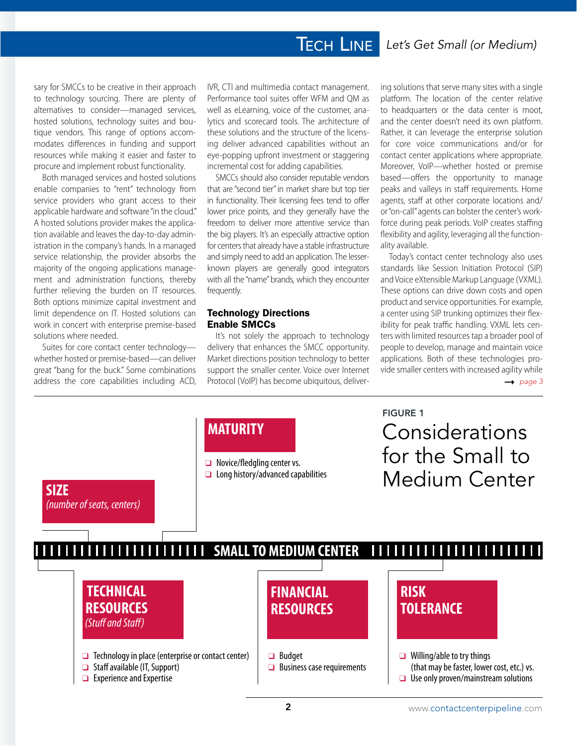sary for SMCCs to be creative in their approach to technology sourcing. There are plenty of alternatives to consider—managed services, hosted solutions, technology suites and boutique vendors. This range of options accommodates differences in funding and support resources while making it easier and faster to procure and implement robust functionality.

Both managed services and hosted solutions enable companies to "rent" technology from service providers who grant access to their applicable hardware and software "in the cloud." A hosted solutions provider makes the application available and leaves the day-to-day administration in the company's hands. In a managed service relationship, the provider absorbs the majority of the ongoing applications management and administration functions, thereby further relieving the burden on IT resources. Both options minimize capital investment and limit dependence on IT. Hosted solutions can work in concert with enterprise premise-based solutions where needed.

Suites for core contact center technology—whether hosted or premise-based—can deliver great "bang for the buck." Some combinations address the core capabilities including ACD, IVR, CTI and multimedia contact management. Performance tool suites offer WFM and QM as well as eLearning, voice of the customer, analytics and scorecard tools. The architecture of these solutions and the structure of the licensing deliver advanced capabilities without an eye-popping upfront investment or staggering incremental cost for adding capabilities.

SMCCs should also consider reputable vendors that are "second tier" in market share but top tier in functionality. Their licensing fees tend to offer lower price points, and they generally have the freedom to deliver more attentive service than the big players. It's an especially attractive option for centers that already have a stable infrastructure and simply need to add an application. The lesser-known players are generally good integrators with all the "name" brands, which they encounter frequently.

## Technology Directions Enable SMCCs

It's not solely the approach to technology delivery that enhances the SMCC opportunity. Market directions position technology to better support the smaller center. Voice over Internet Protocol (VoIP) has become ubiquitous, delivering solutions that serve many sites with a single platform. The location of the center relative to headquarters or the data center is moot, and the center doesn't need its own platform. Rather, it can leverage the enterprise solution for core voice communications and/or for contact center applications where appropriate. Moreover, VoIP—whether hosted or premise based—offers the opportunity to manage peaks and valleys in staff requirements. Home agents, staff at other corporate locations and/or "on-call" agents can bolster the center's workforce during peak periods. VoIP creates staffing flexibility and agility, leveraging all the functionality available.

Today's contact center technology also uses standards like Session Initiation Protocol (SIP) and Voice eXtensible Markup Language (VXML). These options can drive down costs and open product and service opportunities. For example, a center using SIP trunking optimizes their flexibility for peak traffic handling. VXML lets centers with limited resources tap a broader pool of people to develop, manage and maintain voice applications. Both of these technologies provide smaller centers with increased agility while

→ *page 3*

**FIGURE 1**

# Considerations for the Small to Medium Center

**SMALL TO MEDIUM CENTER**

**SIZE**
*(number of seats, centers)*

**MATURITY**
- Novice/fledgling center vs.
- Long history/advanced capabilities

**TECHNICAL RESOURCES**
*(Stuff and Staff)*
- Technology in place (enterprise or contact center)
- Staff available (IT, Support)
- Experience and Expertise

**FINANCIAL RESOURCES**
- Budget
- Business case requirements

**RISK TOLERANCE**
- Willing/able to try things (that may be faster, lower cost, etc.) vs.
- Use only proven/mainstream solutions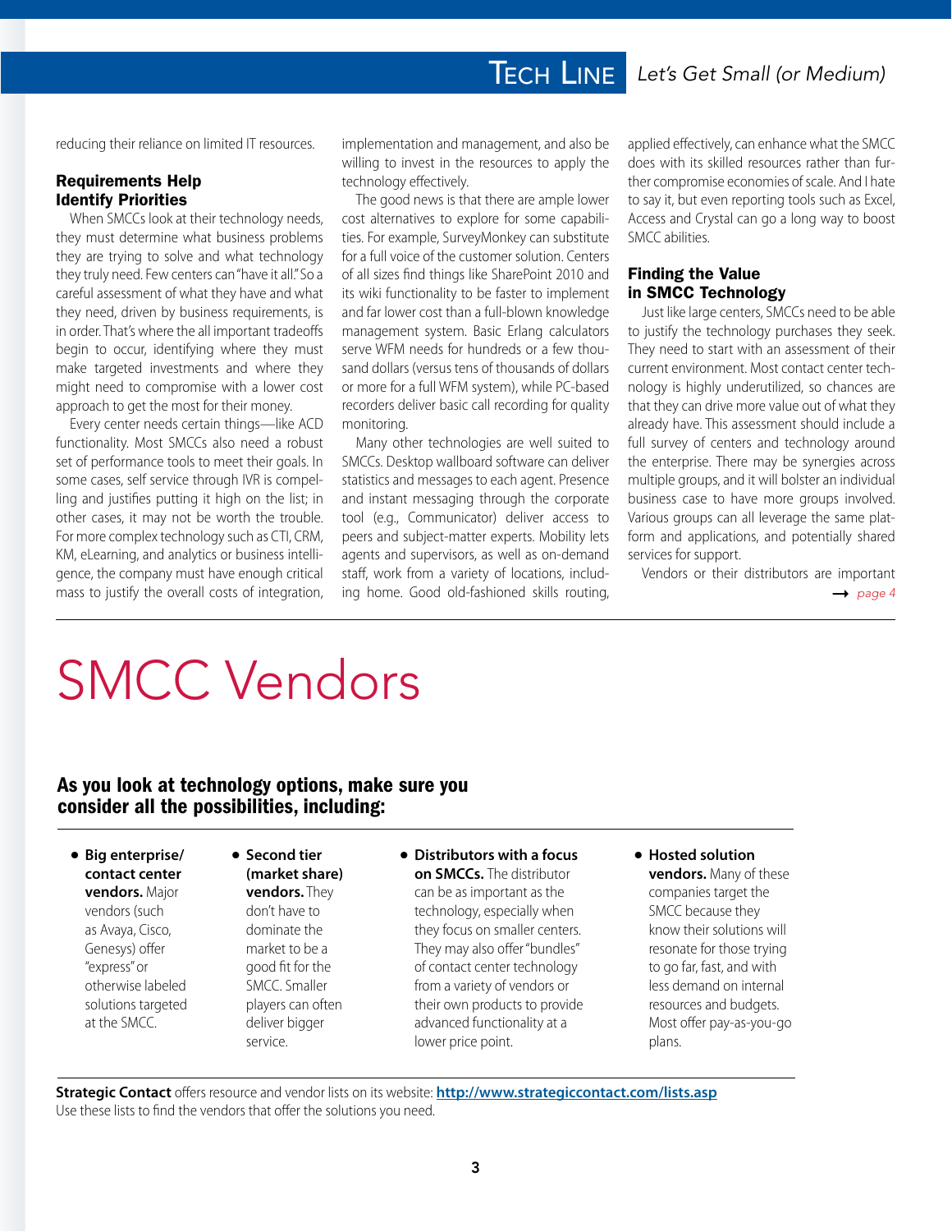reducing their reliance on limited IT resources.

### Requirements Help Identify Priorities

When SMCCs look at their technology needs, they must determine what business problems they are trying to solve and what technology they truly need. Few centers can "have it all." So a careful assessment of what they have and what they need, driven by business requirements, is in order. That's where the all important tradeoffs begin to occur, identifying where they must make targeted investments and where they might need to compromise with a lower cost approach to get the most for their money.

Every center needs certain things—like ACD functionality. Most SMCCs also need a robust set of performance tools to meet their goals. In some cases, self service through IVR is compelling and justifies putting it high on the list; in other cases, it may not be worth the trouble. For more complex technology such as CTI, CRM, KM, eLearning, and analytics or business intelligence, the company must have enough critical mass to justify the overall costs of integration, implementation and management, and also be willing to invest in the resources to apply the technology effectively.

The good news is that there are ample lower cost alternatives to explore for some capabilities. For example, SurveyMonkey can substitute for a full voice of the customer solution. Centers of all sizes find things like SharePoint 2010 and its wiki functionality to be faster to implement and far lower cost than a full-blown knowledge management system. Basic Erlang calculators serve WFM needs for hundreds or a few thousand dollars (versus tens of thousands of dollars or more for a full WFM system), while PC-based recorders deliver basic call recording for quality monitoring.

Many other technologies are well suited to SMCCs. Desktop wallboard software can deliver statistics and messages to each agent. Presence and instant messaging through the corporate tool (e.g., Communicator) deliver access to peers and subject-matter experts. Mobility lets agents and supervisors, as well as on-demand staff, work from a variety of locations, including home. Good old-fashioned skills routing, applied effectively, can enhance what the SMCC does with its skilled resources rather than further compromise economies of scale. And I hate to say it, but even reporting tools such as Excel, Access and Crystal can go a long way to boost SMCC abilities.

### Finding the Value in SMCC Technology

Just like large centers, SMCCs need to be able to justify the technology purchases they seek. They need to start with an assessment of their current environment. Most contact center technology is highly underutilized, so chances are that they can drive more value out of what they already have. This assessment should include a full survey of centers and technology around the enterprise. There may be synergies across multiple groups, and it will bolster an individual business case to have more groups involved. Various groups can all leverage the same platform and applications, and potentially shared services for support.

Vendors or their distributors are important

→ *page 4*

# SMCC Vendors

**As you look at technology options, make sure you consider all the possibilities, including:**

- **Big enterprise/contact center vendors.** Major vendors (such as Avaya, Cisco, Genesys) offer "express" or otherwise labeled solutions targeted at the SMCC.
- **Second tier (market share) vendors.** They don't have to dominate the market to be a good fit for the SMCC. Smaller players can often deliver bigger service.
- **Distributors with a focus on SMCCs.** The distributor can be as important as the technology, especially when they focus on smaller centers. They may also offer "bundles" of contact center technology from a variety of vendors or their own products to provide advanced functionality at a lower price point.
- **Hosted solution vendors.** Many of these companies target the SMCC because they know their solutions will resonate for those trying to go far, fast, and with less demand on internal resources and budgets. Most offer pay-as-you-go plans.

**Strategic Contact** offers resource and vendor lists on its website: **http://www.strategiccontact.com/lists.asp**
Use these lists to find the vendors that offer the solutions you need.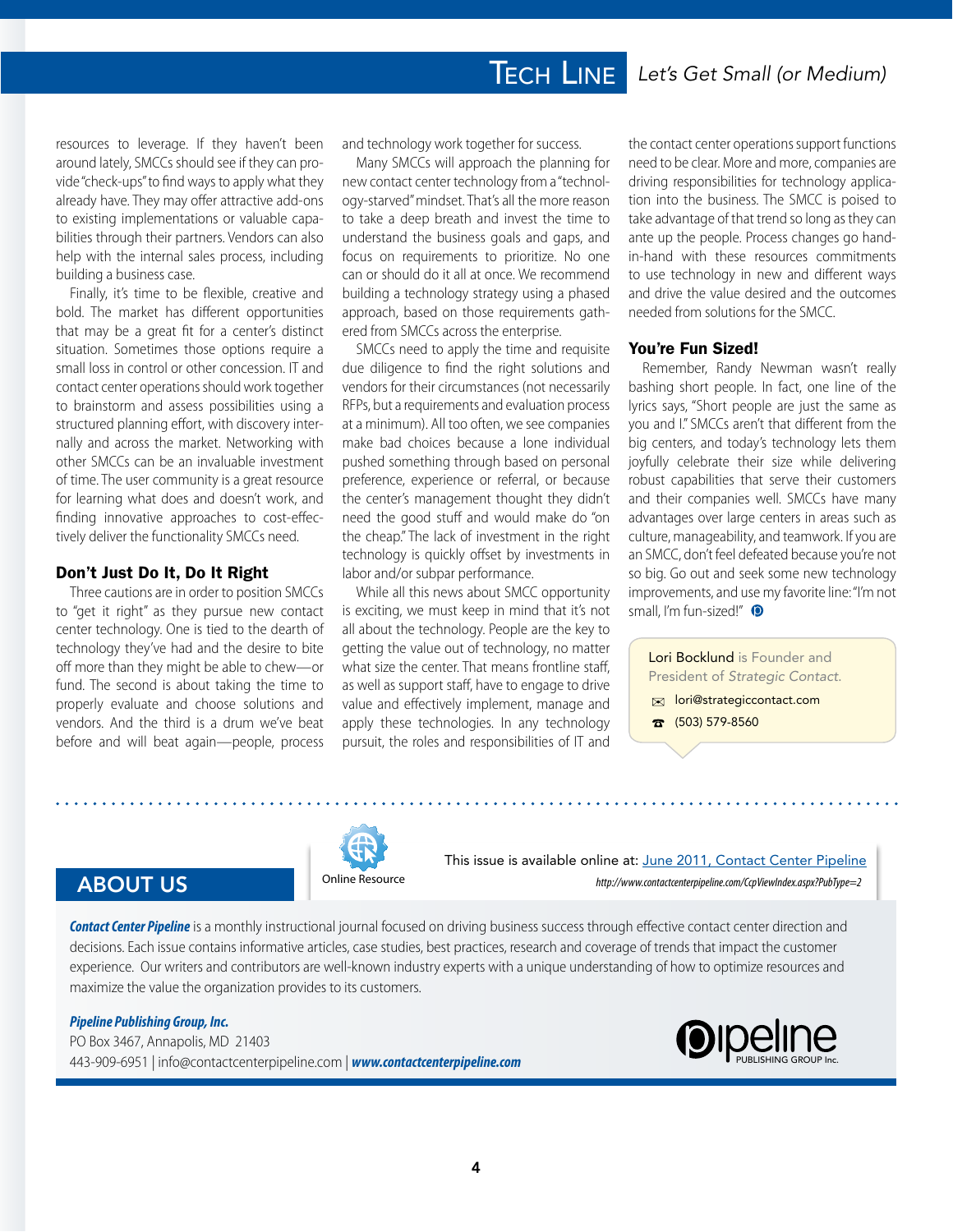resources to leverage. If they haven't been around lately, SMCCs should see if they can provide "check-ups" to find ways to apply what they already have. They may offer attractive add-ons to existing implementations or valuable capabilities through their partners. Vendors can also help with the internal sales process, including building a business case.

Finally, it's time to be flexible, creative and bold. The market has different opportunities that may be a great fit for a center's distinct situation. Sometimes those options require a small loss in control or other concession. IT and contact center operations should work together to brainstorm and assess possibilities using a structured planning effort, with discovery internally and across the market. Networking with other SMCCs can be an invaluable investment of time. The user community is a great resource for learning what does and doesn't work, and finding innovative approaches to cost-effectively deliver the functionality SMCCs need.

## Don't Just Do It, Do It Right

Three cautions are in order to position SMCCs to "get it right" as they pursue new contact center technology. One is tied to the dearth of technology they've had and the desire to bite off more than they might be able to chew—or fund. The second is about taking the time to properly evaluate and choose solutions and vendors. And the third is a drum we've beat before and will beat again—people, process and technology work together for success.

Many SMCCs will approach the planning for new contact center technology from a "technology-starved" mindset. That's all the more reason to take a deep breath and invest the time to understand the business goals and gaps, and focus on requirements to prioritize. No one can or should do it all at once. We recommend building a technology strategy using a phased approach, based on those requirements gathered from SMCCs across the enterprise.

SMCCs need to spend the time and requisite due diligence to find the right solutions and vendors for their circumstances (not necessarily RFPs, but a requirements and evaluation process at a minimum). All too often, we see companies make bad choices because a lone individual pushed something through based on personal preference, experience or referral, or because the center's management thought they didn't need the good stuff and would make do "on the cheap." The lack of investment in the right technology is quickly offset by investments in labor and/or subpar performance.

While all this news about SMCC opportunity is exciting, we must keep in mind that it's not all about the technology. People are the key to getting the value out of technology, no matter what size the center. That means frontline staff, as well as support staff, have to engage to drive value and effectively implement, manage and apply these technologies. In any technology pursuit, the roles and responsibilities of IT and the contact center operations support functions need to be clear. More and more, companies are driving responsibilities for technology application into the business. The SMCC is poised to take advantage of that trend so long as they can ante up the people. Process changes go hand-in-hand with these resources commitments to use technology in new and different ways and drive the value desired and the outcomes needed from solutions for the SMCC.

## You're Fun Sized!

Remember, Randy Newman wasn't really bashing short people. In fact, one line of the lyrics says, "Short people are just the same as you and I." SMCCs aren't that different from the big centers, and today's technology lets them joyfully celebrate their size while delivering robust capabilities that serve their customers and their companies well. SMCCs have many advantages over large centers in areas such as culture, manageability, and teamwork. If you are an SMCC, don't feel defeated because you're not so big. Go out and seek some new technology improvements, and use my favorite line: "I'm not small, I'm fun-sized!"

Lori Bocklund is Founder and President of *Strategic Contact*.

lori@strategiccontact.com

(503) 579-8560

---

Online Resource

This issue is available online at: June 2011, Contact Center Pipeline

*http://www.contactcenterpipeline.com/CcpViewIndex.aspx?PubType=2*

## ABOUT US

***Contact Center Pipeline*** is a monthly instructional journal focused on driving business success through effective contact center direction and decisions. Each issue contains informative articles, case studies, best practices, research and coverage of trends that impact the customer experience. Our writers and contributors are well-known industry experts with a unique understanding of how to optimize resources and maximize the value the organization provides to its customers.

***Pipeline Publishing Group, Inc.***
PO Box 3467, Annapolis, MD 21403
443-909-6951 | info@contactcenterpipeline.com | ***www.contactcenterpipeline.com***

pipeline PUBLISHING GROUP Inc.